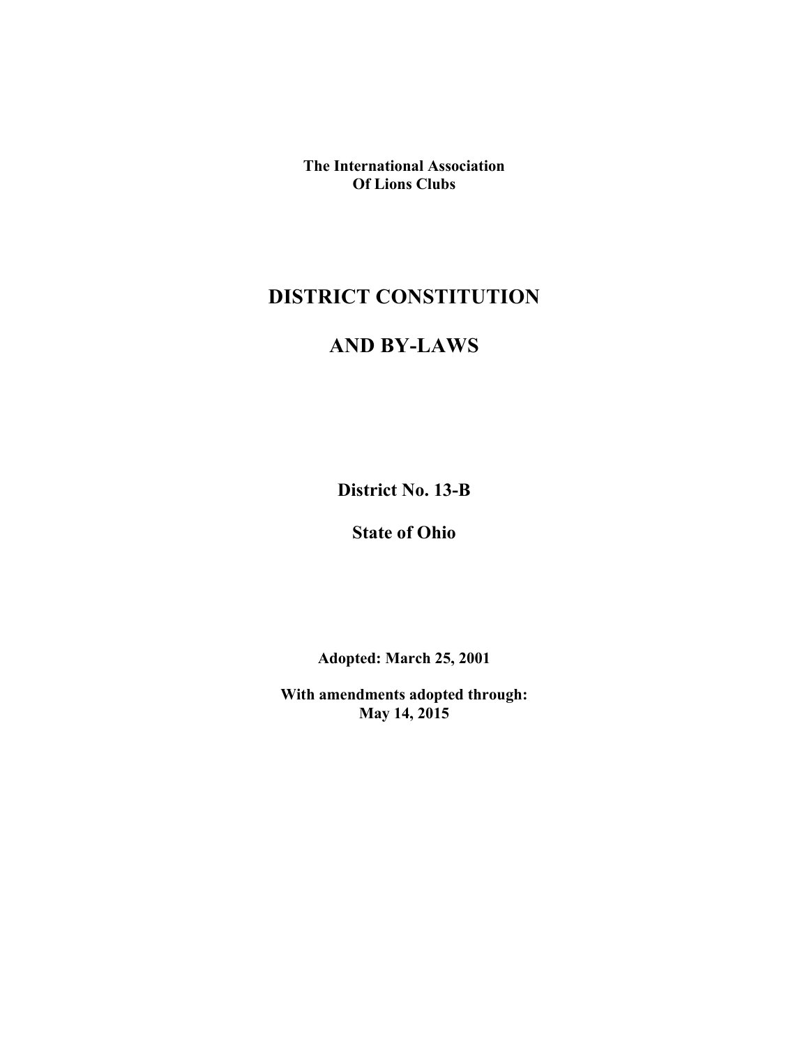**The International Association**
**Of Lions Clubs**

# DISTRICT CONSTITUTION

# AND BY-LAWS

## District No. 13-B

## State of Ohio

**Adopted: March 25, 2001**

**With amendments adopted through:**
**May 14, 2015**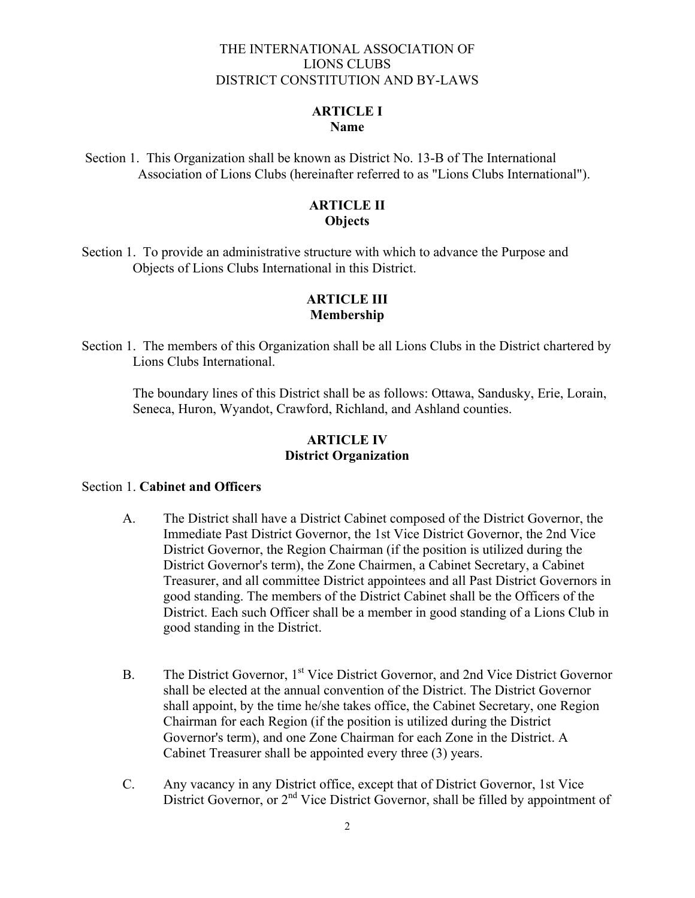THE INTERNATIONAL ASSOCIATION OF
LIONS CLUBS
DISTRICT CONSTITUTION AND BY-LAWS

## ARTICLE I
**Name**

Section 1. This Organization shall be known as District No. 13-B of The International Association of Lions Clubs (hereinafter referred to as "Lions Clubs International").

## ARTICLE II
**Objects**

Section 1. To provide an administrative structure with which to advance the Purpose and Objects of Lions Clubs International in this District.

## ARTICLE III
**Membership**

Section 1. The members of this Organization shall be all Lions Clubs in the District chartered by Lions Clubs International.

The boundary lines of this District shall be as follows: Ottawa, Sandusky, Erie, Lorain, Seneca, Huron, Wyandot, Crawford, Richland, and Ashland counties.

## ARTICLE IV
**District Organization**

Section 1. **Cabinet and Officers**

A. The District shall have a District Cabinet composed of the District Governor, the Immediate Past District Governor, the 1st Vice District Governor, the 2nd Vice District Governor, the Region Chairman (if the position is utilized during the District Governor's term), the Zone Chairmen, a Cabinet Secretary, a Cabinet Treasurer, and all committee District appointees and all Past District Governors in good standing. The members of the District Cabinet shall be the Officers of the District. Each such Officer shall be a member in good standing of a Lions Club in good standing in the District.

B. The District Governor, 1st Vice District Governor, and 2nd Vice District Governor shall be elected at the annual convention of the District. The District Governor shall appoint, by the time he/she takes office, the Cabinet Secretary, one Region Chairman for each Region (if the position is utilized during the District Governor's term), and one Zone Chairman for each Zone in the District. A Cabinet Treasurer shall be appointed every three (3) years.

C. Any vacancy in any District office, except that of District Governor, 1st Vice District Governor, or 2nd Vice District Governor, shall be filled by appointment of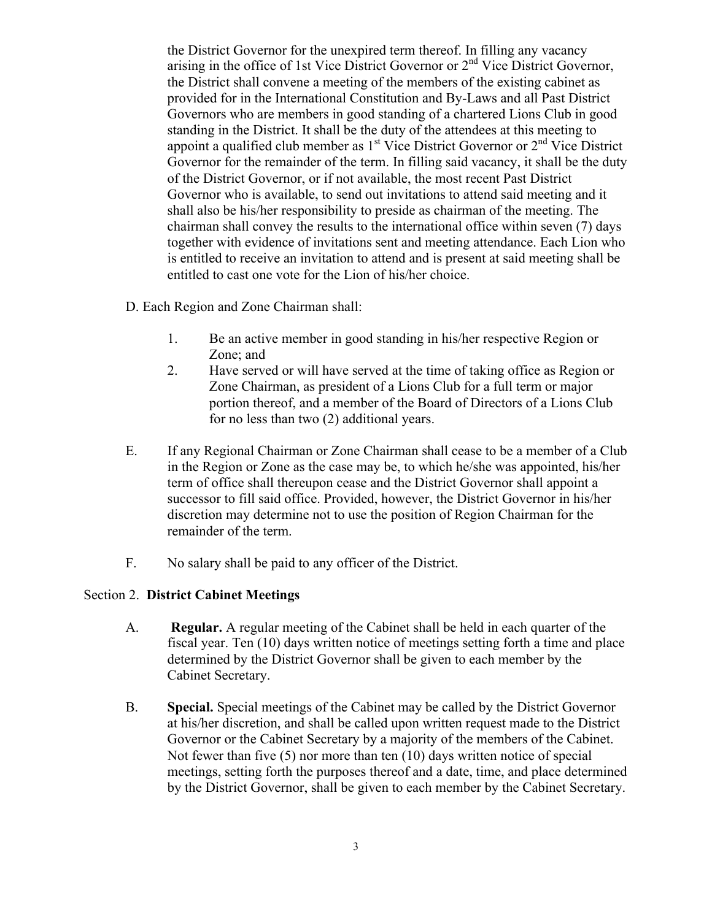the District Governor for the unexpired term thereof. In filling any vacancy arising in the office of 1st Vice District Governor or 2nd Vice District Governor, the District shall convene a meeting of the members of the existing cabinet as provided for in the International Constitution and By-Laws and all Past District Governors who are members in good standing of a chartered Lions Club in good standing in the District. It shall be the duty of the attendees at this meeting to appoint a qualified club member as 1st Vice District Governor or 2nd Vice District Governor for the remainder of the term. In filling said vacancy, it shall be the duty of the District Governor, or if not available, the most recent Past District Governor who is available, to send out invitations to attend said meeting and it shall also be his/her responsibility to preside as chairman of the meeting. The chairman shall convey the results to the international office within seven (7) days together with evidence of invitations sent and meeting attendance. Each Lion who is entitled to receive an invitation to attend and is present at said meeting shall be entitled to cast one vote for the Lion of his/her choice.

D. Each Region and Zone Chairman shall:

1. Be an active member in good standing in his/her respective Region or Zone; and
2. Have served or will have served at the time of taking office as Region or Zone Chairman, as president of a Lions Club for a full term or major portion thereof, and a member of the Board of Directors of a Lions Club for no less than two (2) additional years.

E. If any Regional Chairman or Zone Chairman shall cease to be a member of a Club in the Region or Zone as the case may be, to which he/she was appointed, his/her term of office shall thereupon cease and the District Governor shall appoint a successor to fill said office. Provided, however, the District Governor in his/her discretion may determine not to use the position of Region Chairman for the remainder of the term.

F. No salary shall be paid to any officer of the District.

## Section 2. **District Cabinet Meetings**

A. **Regular.** A regular meeting of the Cabinet shall be held in each quarter of the fiscal year. Ten (10) days written notice of meetings setting forth a time and place determined by the District Governor shall be given to each member by the Cabinet Secretary.

B. **Special.** Special meetings of the Cabinet may be called by the District Governor at his/her discretion, and shall be called upon written request made to the District Governor or the Cabinet Secretary by a majority of the members of the Cabinet. Not fewer than five (5) nor more than ten (10) days written notice of special meetings, setting forth the purposes thereof and a date, time, and place determined by the District Governor, shall be given to each member by the Cabinet Secretary.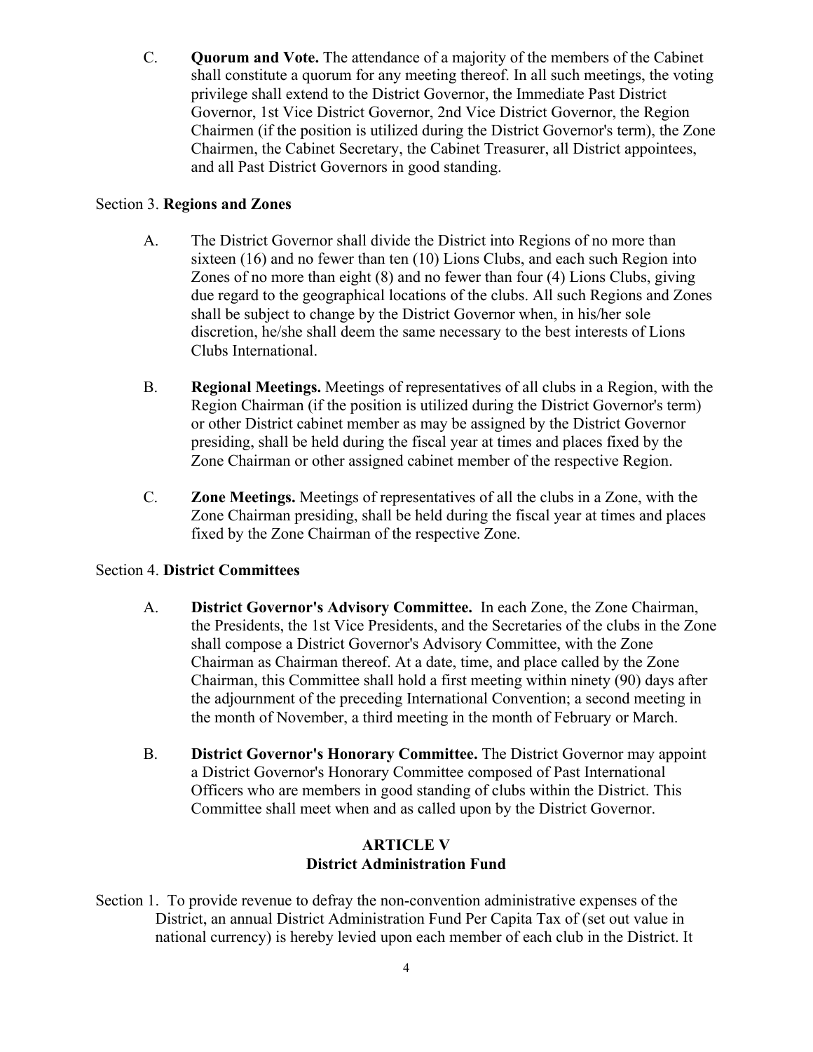C. **Quorum and Vote.** The attendance of a majority of the members of the Cabinet shall constitute a quorum for any meeting thereof. In all such meetings, the voting privilege shall extend to the District Governor, the Immediate Past District Governor, 1st Vice District Governor, 2nd Vice District Governor, the Region Chairmen (if the position is utilized during the District Governor's term), the Zone Chairmen, the Cabinet Secretary, the Cabinet Treasurer, all District appointees, and all Past District Governors in good standing.

Section 3. **Regions and Zones**

A. The District Governor shall divide the District into Regions of no more than sixteen (16) and no fewer than ten (10) Lions Clubs, and each such Region into Zones of no more than eight (8) and no fewer than four (4) Lions Clubs, giving due regard to the geographical locations of the clubs. All such Regions and Zones shall be subject to change by the District Governor when, in his/her sole discretion, he/she shall deem the same necessary to the best interests of Lions Clubs International.

B. **Regional Meetings.** Meetings of representatives of all clubs in a Region, with the Region Chairman (if the position is utilized during the District Governor's term) or other District cabinet member as may be assigned by the District Governor presiding, shall be held during the fiscal year at times and places fixed by the Zone Chairman or other assigned cabinet member of the respective Region.

C. **Zone Meetings.** Meetings of representatives of all the clubs in a Zone, with the Zone Chairman presiding, shall be held during the fiscal year at times and places fixed by the Zone Chairman of the respective Zone.

Section 4. **District Committees**

A. **District Governor's Advisory Committee.** In each Zone, the Zone Chairman, the Presidents, the 1st Vice Presidents, and the Secretaries of the clubs in the Zone shall compose a District Governor's Advisory Committee, with the Zone Chairman as Chairman thereof. At a date, time, and place called by the Zone Chairman, this Committee shall hold a first meeting within ninety (90) days after the adjournment of the preceding International Convention; a second meeting in the month of November, a third meeting in the month of February or March.

B. **District Governor's Honorary Committee.** The District Governor may appoint a District Governor's Honorary Committee composed of Past International Officers who are members in good standing of clubs within the District. This Committee shall meet when and as called upon by the District Governor.

## ARTICLE V
## District Administration Fund

Section 1. To provide revenue to defray the non-convention administrative expenses of the District, an annual District Administration Fund Per Capita Tax of (set out value in national currency) is hereby levied upon each member of each club in the District. It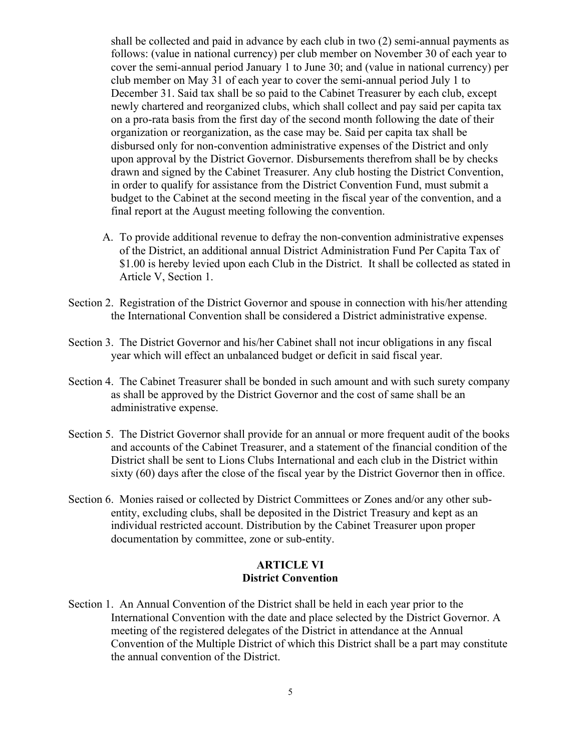shall be collected and paid in advance by each club in two (2) semi-annual payments as follows: (value in national currency) per club member on November 30 of each year to cover the semi-annual period January 1 to June 30; and (value in national currency) per club member on May 31 of each year to cover the semi-annual period July 1 to December 31. Said tax shall be so paid to the Cabinet Treasurer by each club, except newly chartered and reorganized clubs, which shall collect and pay said per capita tax on a pro-rata basis from the first day of the second month following the date of their organization or reorganization, as the case may be. Said per capita tax shall be disbursed only for non-convention administrative expenses of the District and only upon approval by the District Governor. Disbursements therefrom shall be by checks drawn and signed by the Cabinet Treasurer. Any club hosting the District Convention, in order to qualify for assistance from the District Convention Fund, must submit a budget to the Cabinet at the second meeting in the fiscal year of the convention, and a final report at the August meeting following the convention.

A. To provide additional revenue to defray the non-convention administrative expenses of the District, an additional annual District Administration Fund Per Capita Tax of $1.00 is hereby levied upon each Club in the District. It shall be collected as stated in Article V, Section 1.

Section 2. Registration of the District Governor and spouse in connection with his/her attending the International Convention shall be considered a District administrative expense.

Section 3. The District Governor and his/her Cabinet shall not incur obligations in any fiscal year which will effect an unbalanced budget or deficit in said fiscal year.

Section 4. The Cabinet Treasurer shall be bonded in such amount and with such surety company as shall be approved by the District Governor and the cost of same shall be an administrative expense.

Section 5. The District Governor shall provide for an annual or more frequent audit of the books and accounts of the Cabinet Treasurer, and a statement of the financial condition of the District shall be sent to Lions Clubs International and each club in the District within sixty (60) days after the close of the fiscal year by the District Governor then in office.

Section 6. Monies raised or collected by District Committees or Zones and/or any other sub-entity, excluding clubs, shall be deposited in the District Treasury and kept as an individual restricted account. Distribution by the Cabinet Treasurer upon proper documentation by committee, zone or sub-entity.

## ARTICLE VI
## District Convention

Section 1. An Annual Convention of the District shall be held in each year prior to the International Convention with the date and place selected by the District Governor. A meeting of the registered delegates of the District in attendance at the Annual Convention of the Multiple District of which this District shall be a part may constitute the annual convention of the District.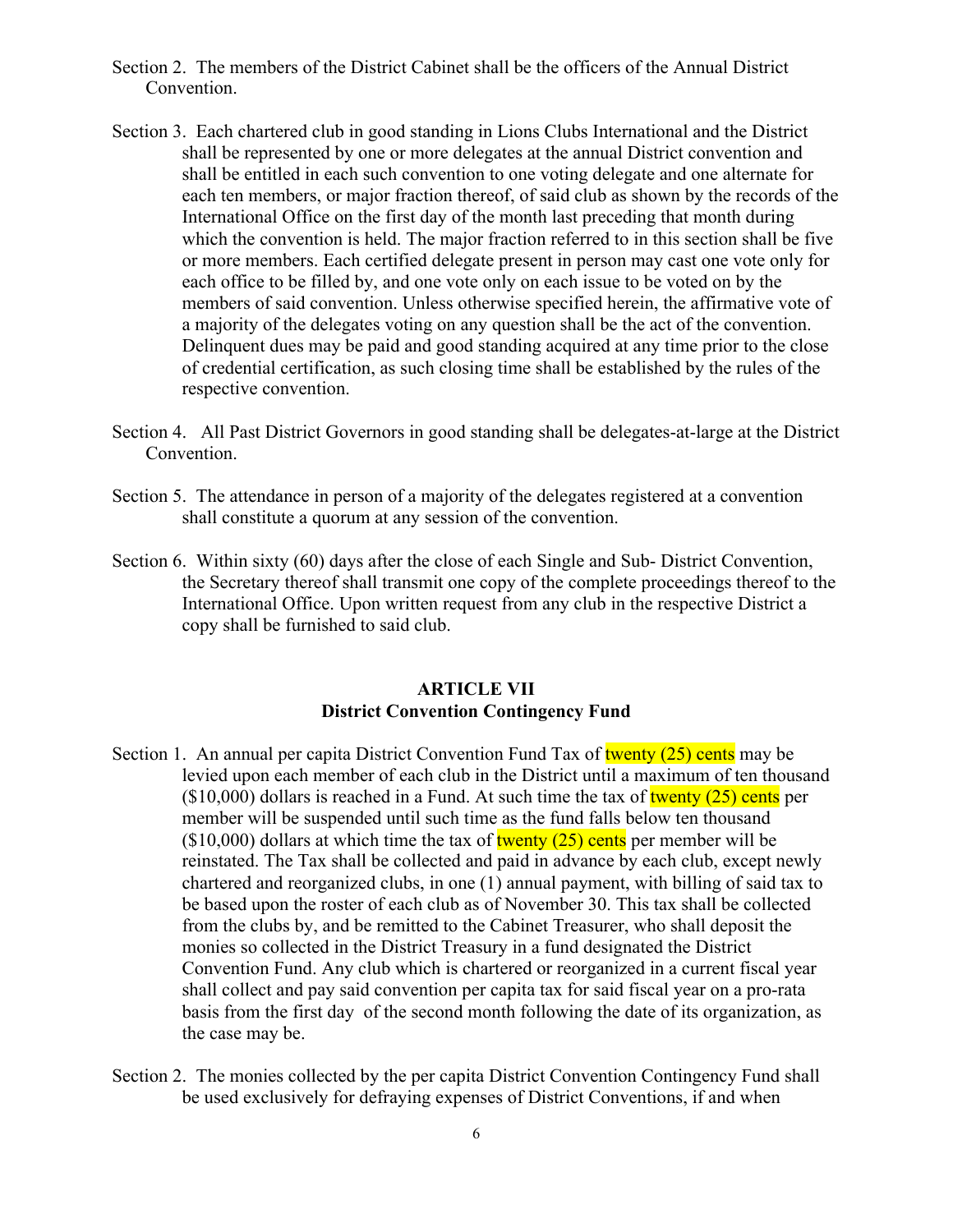Section 2. The members of the District Cabinet shall be the officers of the Annual District Convention.

Section 3. Each chartered club in good standing in Lions Clubs International and the District shall be represented by one or more delegates at the annual District convention and shall be entitled in each such convention to one voting delegate and one alternate for each ten members, or major fraction thereof, of said club as shown by the records of the International Office on the first day of the month last preceding that month during which the convention is held. The major fraction referred to in this section shall be five or more members. Each certified delegate present in person may cast one vote only for each office to be filled by, and one vote only on each issue to be voted on by the members of said convention. Unless otherwise specified herein, the affirmative vote of a majority of the delegates voting on any question shall be the act of the convention. Delinquent dues may be paid and good standing acquired at any time prior to the close of credential certification, as such closing time shall be established by the rules of the respective convention.

Section 4. All Past District Governors in good standing shall be delegates-at-large at the District Convention.

Section 5. The attendance in person of a majority of the delegates registered at a convention shall constitute a quorum at any session of the convention.

Section 6. Within sixty (60) days after the close of each Single and Sub- District Convention, the Secretary thereof shall transmit one copy of the complete proceedings thereof to the International Office. Upon written request from any club in the respective District a copy shall be furnished to said club.

## ARTICLE VII
## District Convention Contingency Fund

Section 1. An annual per capita District Convention Fund Tax of twenty (25) cents may be levied upon each member of each club in the District until a maximum of ten thousand ($10,000) dollars is reached in a Fund. At such time the tax of twenty (25) cents per member will be suspended until such time as the fund falls below ten thousand ($10,000) dollars at which time the tax of twenty (25) cents per member will be reinstated. The Tax shall be collected and paid in advance by each club, except newly chartered and reorganized clubs, in one (1) annual payment, with billing of said tax to be based upon the roster of each club as of November 30. This tax shall be collected from the clubs by, and be remitted to the Cabinet Treasurer, who shall deposit the monies so collected in the District Treasury in a fund designated the District Convention Fund. Any club which is chartered or reorganized in a current fiscal year shall collect and pay said convention per capita tax for said fiscal year on a pro-rata basis from the first day of the second month following the date of its organization, as the case may be.

Section 2. The monies collected by the per capita District Convention Contingency Fund shall be used exclusively for defraying expenses of District Conventions, if and when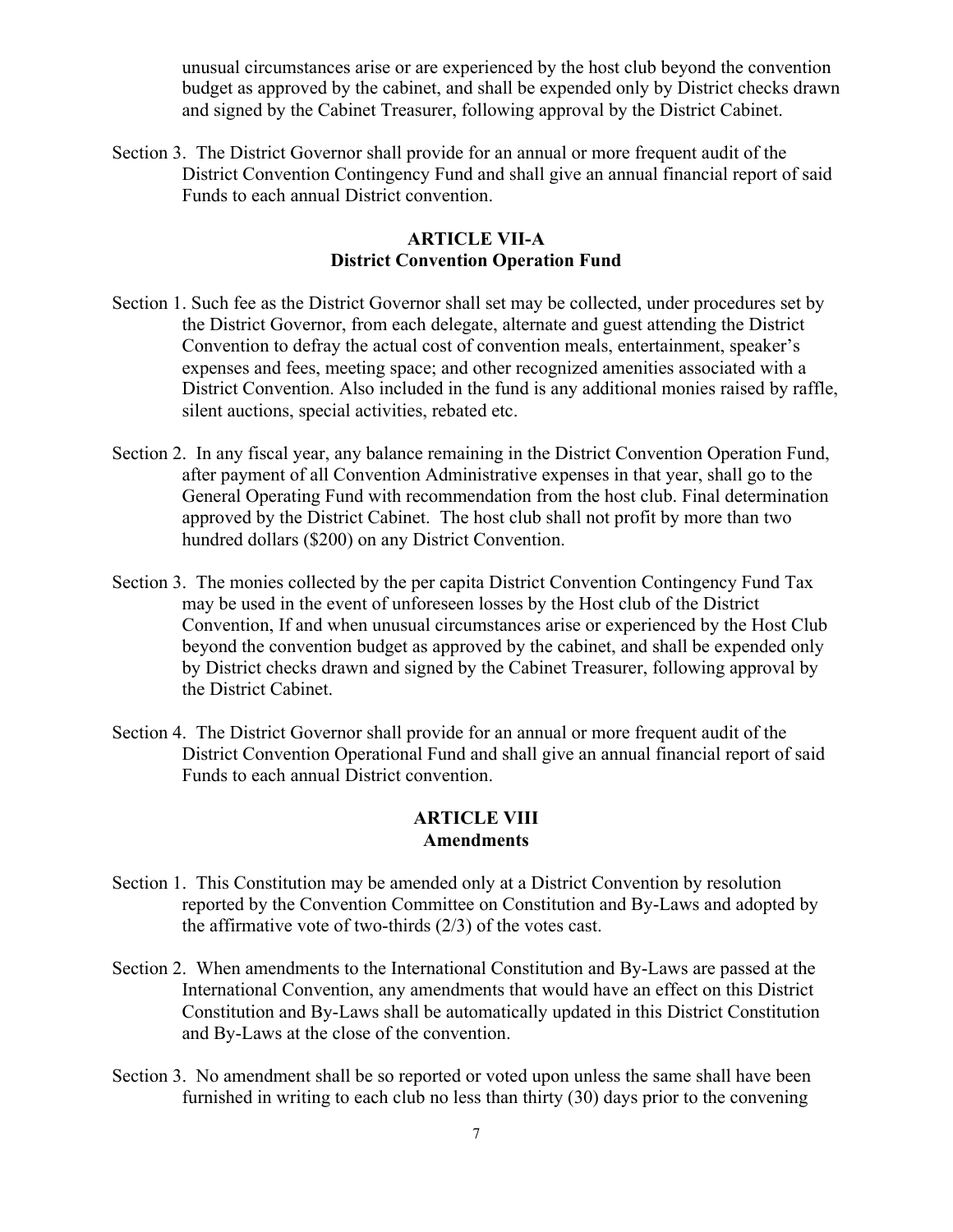unusual circumstances arise or are experienced by the host club beyond the convention budget as approved by the cabinet, and shall be expended only by District checks drawn and signed by the Cabinet Treasurer, following approval by the District Cabinet.

Section 3. The District Governor shall provide for an annual or more frequent audit of the District Convention Contingency Fund and shall give an annual financial report of said Funds to each annual District convention.

## ARTICLE VII-A
## District Convention Operation Fund

Section 1. Such fee as the District Governor shall set may be collected, under procedures set by the District Governor, from each delegate, alternate and guest attending the District Convention to defray the actual cost of convention meals, entertainment, speaker's expenses and fees, meeting space; and other recognized amenities associated with a District Convention. Also included in the fund is any additional monies raised by raffle, silent auctions, special activities, rebated etc.

Section 2. In any fiscal year, any balance remaining in the District Convention Operation Fund, after payment of all Convention Administrative expenses in that year, shall go to the General Operating Fund with recommendation from the host club. Final determination approved by the District Cabinet. The host club shall not profit by more than two hundred dollars ($200) on any District Convention.

Section 3. The monies collected by the per capita District Convention Contingency Fund Tax may be used in the event of unforeseen losses by the Host club of the District Convention, If and when unusual circumstances arise or experienced by the Host Club beyond the convention budget as approved by the cabinet, and shall be expended only by District checks drawn and signed by the Cabinet Treasurer, following approval by the District Cabinet.

Section 4. The District Governor shall provide for an annual or more frequent audit of the District Convention Operational Fund and shall give an annual financial report of said Funds to each annual District convention.

## ARTICLE VIII
## Amendments

Section 1. This Constitution may be amended only at a District Convention by resolution reported by the Convention Committee on Constitution and By-Laws and adopted by the affirmative vote of two-thirds (2/3) of the votes cast.

Section 2. When amendments to the International Constitution and By-Laws are passed at the International Convention, any amendments that would have an effect on this District Constitution and By-Laws shall be automatically updated in this District Constitution and By-Laws at the close of the convention.

Section 3. No amendment shall be so reported or voted upon unless the same shall have been furnished in writing to each club no less than thirty (30) days prior to the convening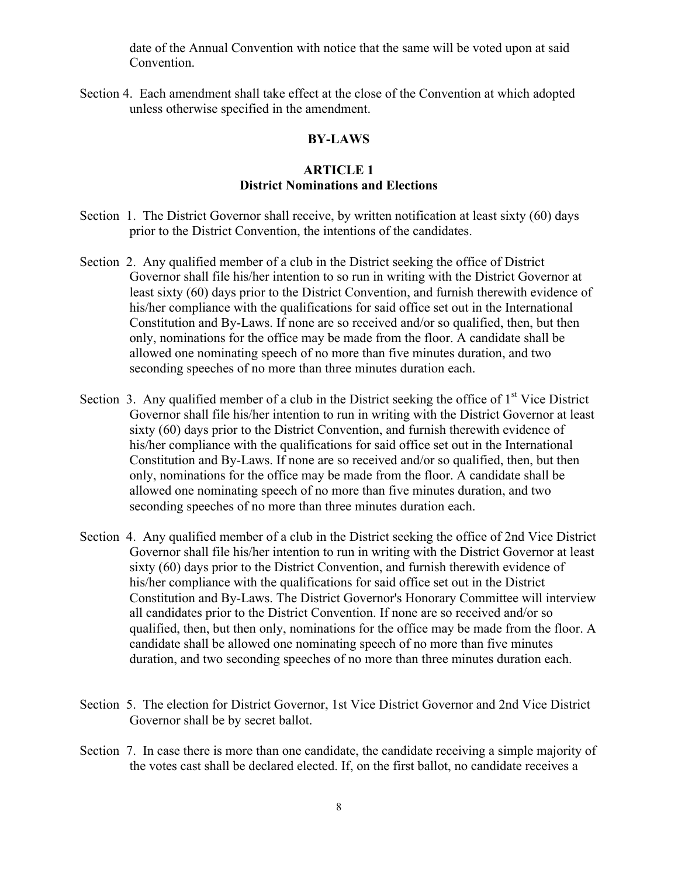date of the Annual Convention with notice that the same will be voted upon at said Convention.

Section 4. Each amendment shall take effect at the close of the Convention at which adopted unless otherwise specified in the amendment.

## BY-LAWS

### ARTICLE 1
### District Nominations and Elections

Section 1. The District Governor shall receive, by written notification at least sixty (60) days prior to the District Convention, the intentions of the candidates.

Section 2. Any qualified member of a club in the District seeking the office of District Governor shall file his/her intention to so run in writing with the District Governor at least sixty (60) days prior to the District Convention, and furnish therewith evidence of his/her compliance with the qualifications for said office set out in the International Constitution and By-Laws. If none are so received and/or so qualified, then, but then only, nominations for the office may be made from the floor. A candidate shall be allowed one nominating speech of no more than five minutes duration, and two seconding speeches of no more than three minutes duration each.

Section 3. Any qualified member of a club in the District seeking the office of 1st Vice District Governor shall file his/her intention to run in writing with the District Governor at least sixty (60) days prior to the District Convention, and furnish therewith evidence of his/her compliance with the qualifications for said office set out in the International Constitution and By-Laws. If none are so received and/or so qualified, then, but then only, nominations for the office may be made from the floor. A candidate shall be allowed one nominating speech of no more than five minutes duration, and two seconding speeches of no more than three minutes duration each.

Section 4. Any qualified member of a club in the District seeking the office of 2nd Vice District Governor shall file his/her intention to run in writing with the District Governor at least sixty (60) days prior to the District Convention, and furnish therewith evidence of his/her compliance with the qualifications for said office set out in the District Constitution and By-Laws. The District Governor's Honorary Committee will interview all candidates prior to the District Convention. If none are so received and/or so qualified, then, but then only, nominations for the office may be made from the floor. A candidate shall be allowed one nominating speech of no more than five minutes duration, and two seconding speeches of no more than three minutes duration each.

Section 5. The election for District Governor, 1st Vice District Governor and 2nd Vice District Governor shall be by secret ballot.

Section 7. In case there is more than one candidate, the candidate receiving a simple majority of the votes cast shall be declared elected. If, on the first ballot, no candidate receives a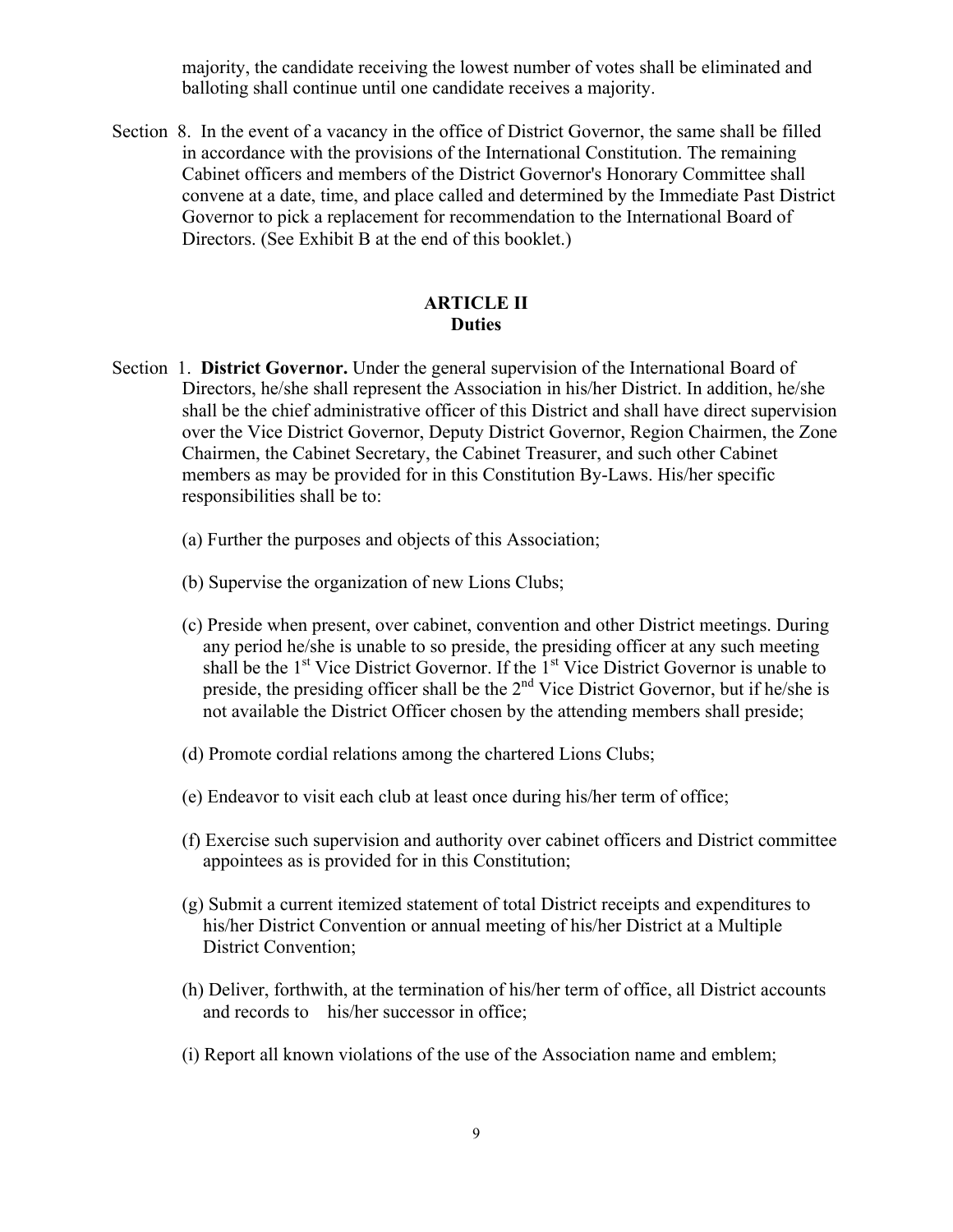majority, the candidate receiving the lowest number of votes shall be eliminated and balloting shall continue until one candidate receives a majority.

Section 8. In the event of a vacancy in the office of District Governor, the same shall be filled in accordance with the provisions of the International Constitution. The remaining Cabinet officers and members of the District Governor's Honorary Committee shall convene at a date, time, and place called and determined by the Immediate Past District Governor to pick a replacement for recommendation to the International Board of Directors. (See Exhibit B at the end of this booklet.)

## ARTICLE II
## Duties

Section 1. **District Governor.** Under the general supervision of the International Board of Directors, he/she shall represent the Association in his/her District. In addition, he/she shall be the chief administrative officer of this District and shall have direct supervision over the Vice District Governor, Deputy District Governor, Region Chairmen, the Zone Chairmen, the Cabinet Secretary, the Cabinet Treasurer, and such other Cabinet members as may be provided for in this Constitution By-Laws. His/her specific responsibilities shall be to:

(a) Further the purposes and objects of this Association;

(b) Supervise the organization of new Lions Clubs;

(c) Preside when present, over cabinet, convention and other District meetings. During any period he/she is unable to so preside, the presiding officer at any such meeting shall be the 1st Vice District Governor. If the 1st Vice District Governor is unable to preside, the presiding officer shall be the 2nd Vice District Governor, but if he/she is not available the District Officer chosen by the attending members shall preside;

(d) Promote cordial relations among the chartered Lions Clubs;

(e) Endeavor to visit each club at least once during his/her term of office;

(f) Exercise such supervision and authority over cabinet officers and District committee appointees as is provided for in this Constitution;

(g) Submit a current itemized statement of total District receipts and expenditures to his/her District Convention or annual meeting of his/her District at a Multiple District Convention;

(h) Deliver, forthwith, at the termination of his/her term of office, all District accounts and records to his/her successor in office;

(i) Report all known violations of the use of the Association name and emblem;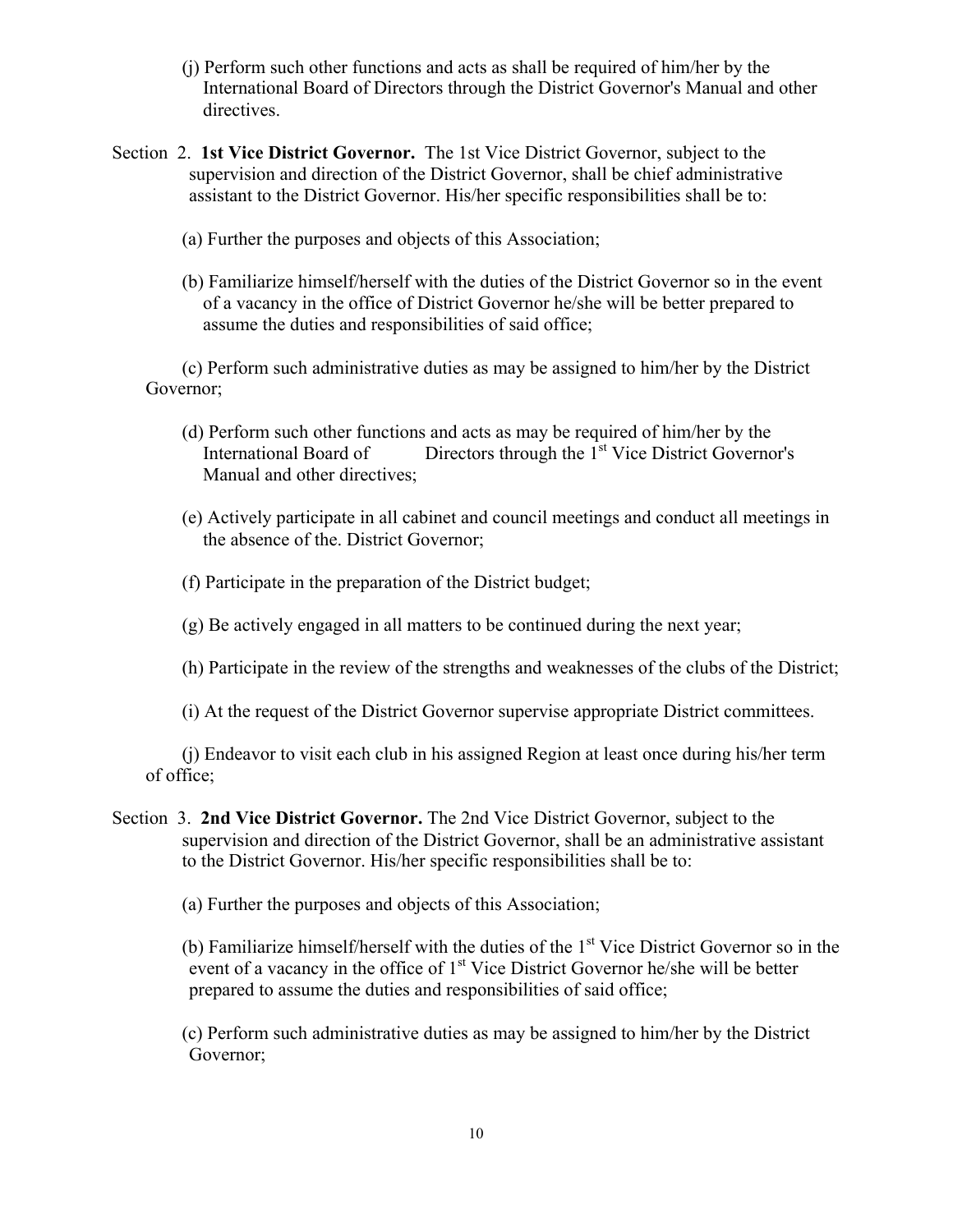(j) Perform such other functions and acts as shall be required of him/her by the International Board of Directors through the District Governor's Manual and other directives.

Section 2. **1st Vice District Governor.** The 1st Vice District Governor, subject to the supervision and direction of the District Governor, shall be chief administrative assistant to the District Governor. His/her specific responsibilities shall be to:

(a) Further the purposes and objects of this Association;

(b) Familiarize himself/herself with the duties of the District Governor so in the event of a vacancy in the office of District Governor he/she will be better prepared to assume the duties and responsibilities of said office;

(c) Perform such administrative duties as may be assigned to him/her by the District Governor;

(d) Perform such other functions and acts as may be required of him/her by the International Board of Directors through the 1st Vice District Governor's Manual and other directives;

(e) Actively participate in all cabinet and council meetings and conduct all meetings in the absence of the. District Governor;

(f) Participate in the preparation of the District budget;

(g) Be actively engaged in all matters to be continued during the next year;

(h) Participate in the review of the strengths and weaknesses of the clubs of the District;

(i) At the request of the District Governor supervise appropriate District committees.

(j) Endeavor to visit each club in his assigned Region at least once during his/her term of office;

Section 3. **2nd Vice District Governor.** The 2nd Vice District Governor, subject to the supervision and direction of the District Governor, shall be an administrative assistant to the District Governor. His/her specific responsibilities shall be to:

(a) Further the purposes and objects of this Association;

(b) Familiarize himself/herself with the duties of the 1st Vice District Governor so in the event of a vacancy in the office of 1st Vice District Governor he/she will be better prepared to assume the duties and responsibilities of said office;

(c) Perform such administrative duties as may be assigned to him/her by the District Governor;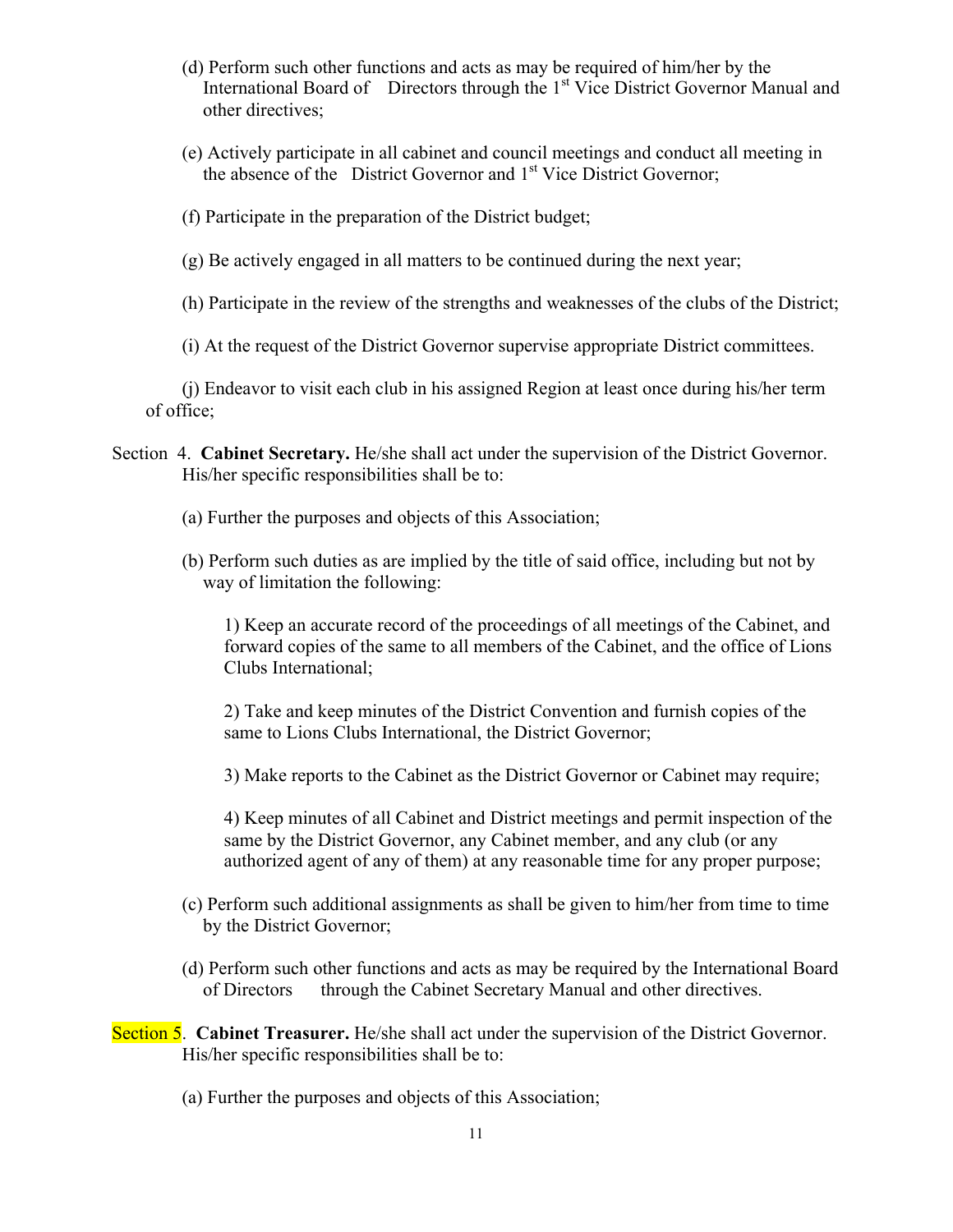(d) Perform such other functions and acts as may be required of him/her by the International Board of Directors through the 1st Vice District Governor Manual and other directives;

(e) Actively participate in all cabinet and council meetings and conduct all meeting in the absence of the District Governor and 1st Vice District Governor;

(f) Participate in the preparation of the District budget;

(g) Be actively engaged in all matters to be continued during the next year;

(h) Participate in the review of the strengths and weaknesses of the clubs of the District;

(i) At the request of the District Governor supervise appropriate District committees.

(j) Endeavor to visit each club in his assigned Region at least once during his/her term of office;

Section 4. **Cabinet Secretary.** He/she shall act under the supervision of the District Governor. His/her specific responsibilities shall be to:

(a) Further the purposes and objects of this Association;

(b) Perform such duties as are implied by the title of said office, including but not by way of limitation the following:

1) Keep an accurate record of the proceedings of all meetings of the Cabinet, and forward copies of the same to all members of the Cabinet, and the office of Lions Clubs International;

2) Take and keep minutes of the District Convention and furnish copies of the same to Lions Clubs International, the District Governor;

3) Make reports to the Cabinet as the District Governor or Cabinet may require;

4) Keep minutes of all Cabinet and District meetings and permit inspection of the same by the District Governor, any Cabinet member, and any club (or any authorized agent of any of them) at any reasonable time for any proper purpose;

(c) Perform such additional assignments as shall be given to him/her from time to time by the District Governor;

(d) Perform such other functions and acts as may be required by the International Board of Directors through the Cabinet Secretary Manual and other directives.

Section 5. **Cabinet Treasurer.** He/she shall act under the supervision of the District Governor. His/her specific responsibilities shall be to:

(a) Further the purposes and objects of this Association;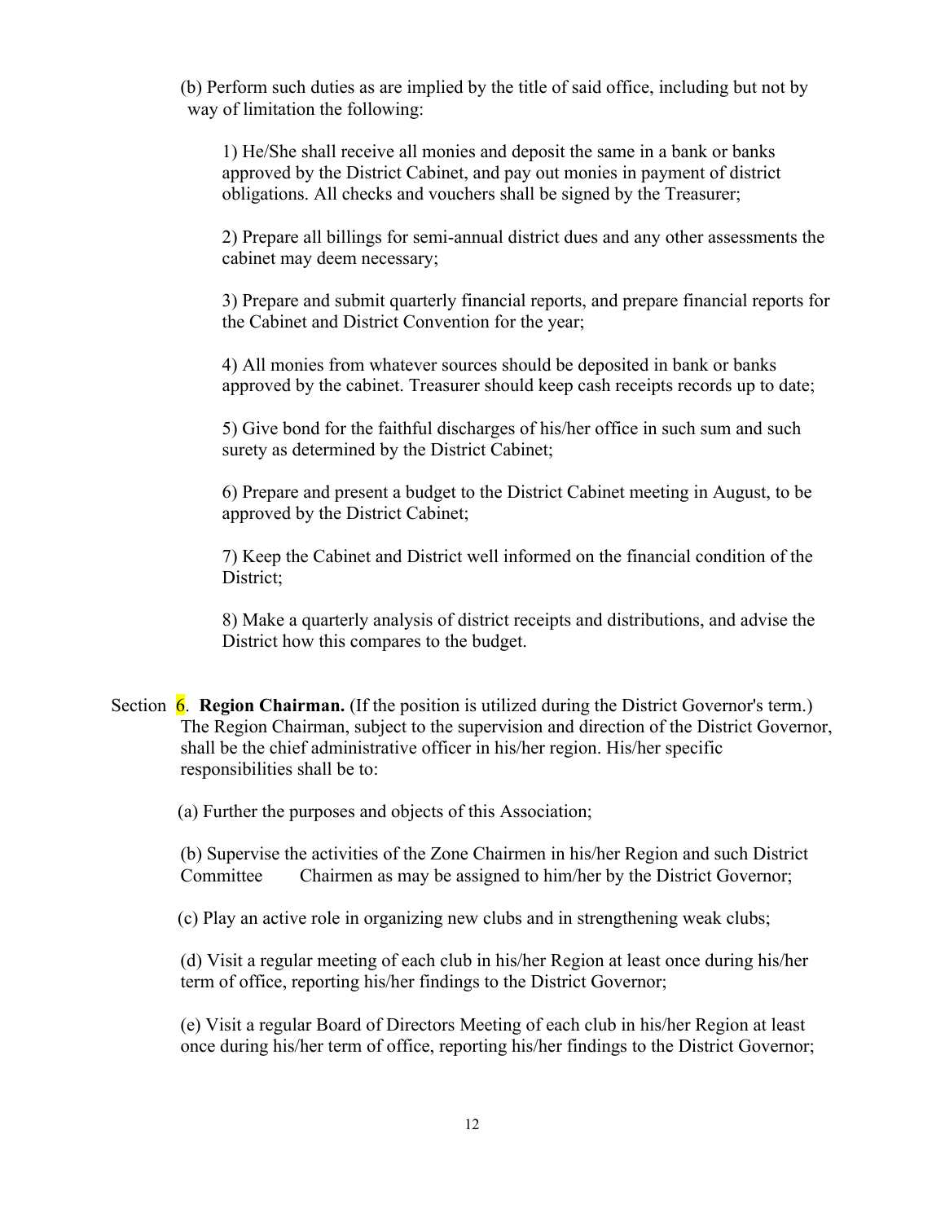(b) Perform such duties as are implied by the title of said office, including but not by way of limitation the following:

1) He/She shall receive all monies and deposit the same in a bank or banks approved by the District Cabinet, and pay out monies in payment of district obligations. All checks and vouchers shall be signed by the Treasurer;

2) Prepare all billings for semi-annual district dues and any other assessments the cabinet may deem necessary;

3) Prepare and submit quarterly financial reports, and prepare financial reports for the Cabinet and District Convention for the year;

4) All monies from whatever sources should be deposited in bank or banks approved by the cabinet. Treasurer should keep cash receipts records up to date;

5) Give bond for the faithful discharges of his/her office in such sum and such surety as determined by the District Cabinet;

6) Prepare and present a budget to the District Cabinet meeting in August, to be approved by the District Cabinet;

7) Keep the Cabinet and District well informed on the financial condition of the District;

8) Make a quarterly analysis of district receipts and distributions, and advise the District how this compares to the budget.

Section 6. **Region Chairman.** (If the position is utilized during the District Governor's term.) The Region Chairman, subject to the supervision and direction of the District Governor, shall be the chief administrative officer in his/her region. His/her specific responsibilities shall be to:

(a) Further the purposes and objects of this Association;

(b) Supervise the activities of the Zone Chairmen in his/her Region and such District Committee Chairmen as may be assigned to him/her by the District Governor;

(c) Play an active role in organizing new clubs and in strengthening weak clubs;

(d) Visit a regular meeting of each club in his/her Region at least once during his/her term of office, reporting his/her findings to the District Governor;

(e) Visit a regular Board of Directors Meeting of each club in his/her Region at least once during his/her term of office, reporting his/her findings to the District Governor;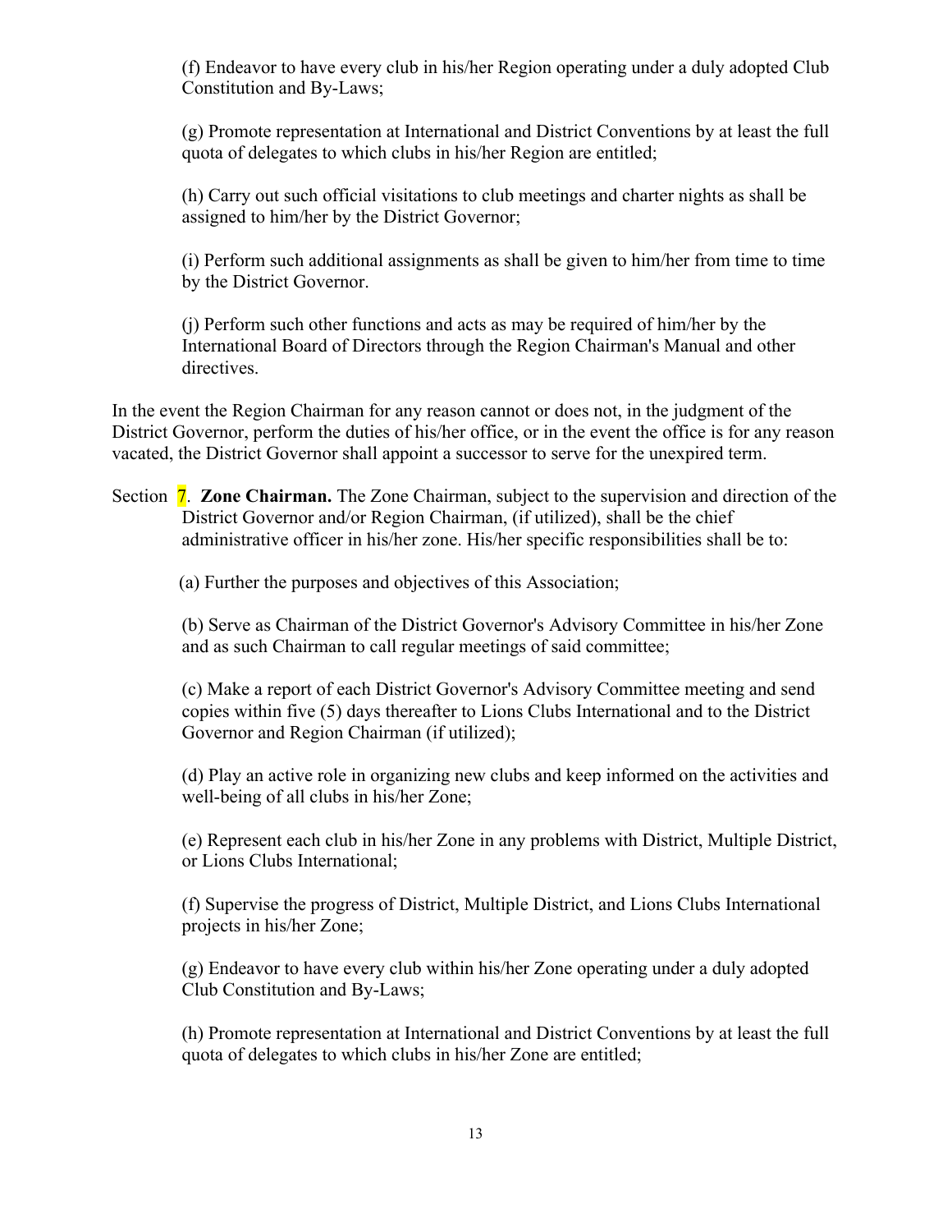(f) Endeavor to have every club in his/her Region operating under a duly adopted Club Constitution and By-Laws;

(g) Promote representation at International and District Conventions by at least the full quota of delegates to which clubs in his/her Region are entitled;

(h) Carry out such official visitations to club meetings and charter nights as shall be assigned to him/her by the District Governor;

(i) Perform such additional assignments as shall be given to him/her from time to time by the District Governor.

(j) Perform such other functions and acts as may be required of him/her by the International Board of Directors through the Region Chairman's Manual and other directives.

In the event the Region Chairman for any reason cannot or does not, in the judgment of the District Governor, perform the duties of his/her office, or in the event the office is for any reason vacated, the District Governor shall appoint a successor to serve for the unexpired term.

Section 7. **Zone Chairman.** The Zone Chairman, subject to the supervision and direction of the District Governor and/or Region Chairman, (if utilized), shall be the chief administrative officer in his/her zone. His/her specific responsibilities shall be to:

(a) Further the purposes and objectives of this Association;

(b) Serve as Chairman of the District Governor's Advisory Committee in his/her Zone and as such Chairman to call regular meetings of said committee;

(c) Make a report of each District Governor's Advisory Committee meeting and send copies within five (5) days thereafter to Lions Clubs International and to the District Governor and Region Chairman (if utilized);

(d) Play an active role in organizing new clubs and keep informed on the activities and well-being of all clubs in his/her Zone;

(e) Represent each club in his/her Zone in any problems with District, Multiple District, or Lions Clubs International;

(f) Supervise the progress of District, Multiple District, and Lions Clubs International projects in his/her Zone;

(g) Endeavor to have every club within his/her Zone operating under a duly adopted Club Constitution and By-Laws;

(h) Promote representation at International and District Conventions by at least the full quota of delegates to which clubs in his/her Zone are entitled;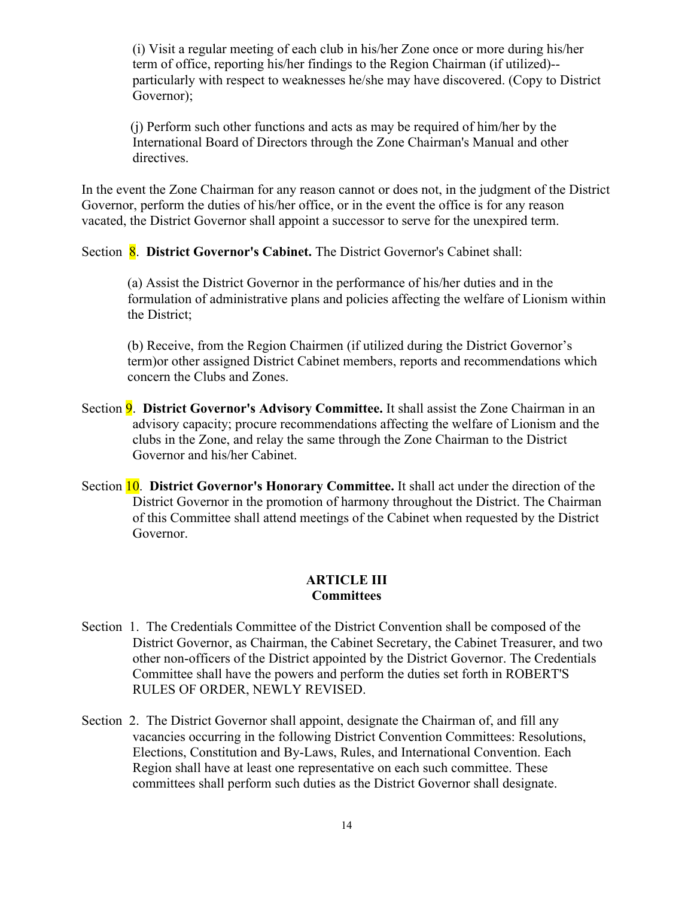(i) Visit a regular meeting of each club in his/her Zone once or more during his/her term of office, reporting his/her findings to the Region Chairman (if utilized)--particularly with respect to weaknesses he/she may have discovered. (Copy to District Governor);

(j) Perform such other functions and acts as may be required of him/her by the International Board of Directors through the Zone Chairman's Manual and other directives.

In the event the Zone Chairman for any reason cannot or does not, in the judgment of the District Governor, perform the duties of his/her office, or in the event the office is for any reason vacated, the District Governor shall appoint a successor to serve for the unexpired term.

Section 8. **District Governor's Cabinet.** The District Governor's Cabinet shall:

(a) Assist the District Governor in the performance of his/her duties and in the formulation of administrative plans and policies affecting the welfare of Lionism within the District;

(b) Receive, from the Region Chairmen (if utilized during the District Governor's term)or other assigned District Cabinet members, reports and recommendations which concern the Clubs and Zones.

Section 9. **District Governor's Advisory Committee.** It shall assist the Zone Chairman in an advisory capacity; procure recommendations affecting the welfare of Lionism and the clubs in the Zone, and relay the same through the Zone Chairman to the District Governor and his/her Cabinet.

Section 10. **District Governor's Honorary Committee.** It shall act under the direction of the District Governor in the promotion of harmony throughout the District. The Chairman of this Committee shall attend meetings of the Cabinet when requested by the District Governor.

## ARTICLE III
## Committees

Section 1. The Credentials Committee of the District Convention shall be composed of the District Governor, as Chairman, the Cabinet Secretary, the Cabinet Treasurer, and two other non-officers of the District appointed by the District Governor. The Credentials Committee shall have the powers and perform the duties set forth in ROBERT'S RULES OF ORDER, NEWLY REVISED.

Section 2. The District Governor shall appoint, designate the Chairman of, and fill any vacancies occurring in the following District Convention Committees: Resolutions, Elections, Constitution and By-Laws, Rules, and International Convention. Each Region shall have at least one representative on each such committee. These committees shall perform such duties as the District Governor shall designate.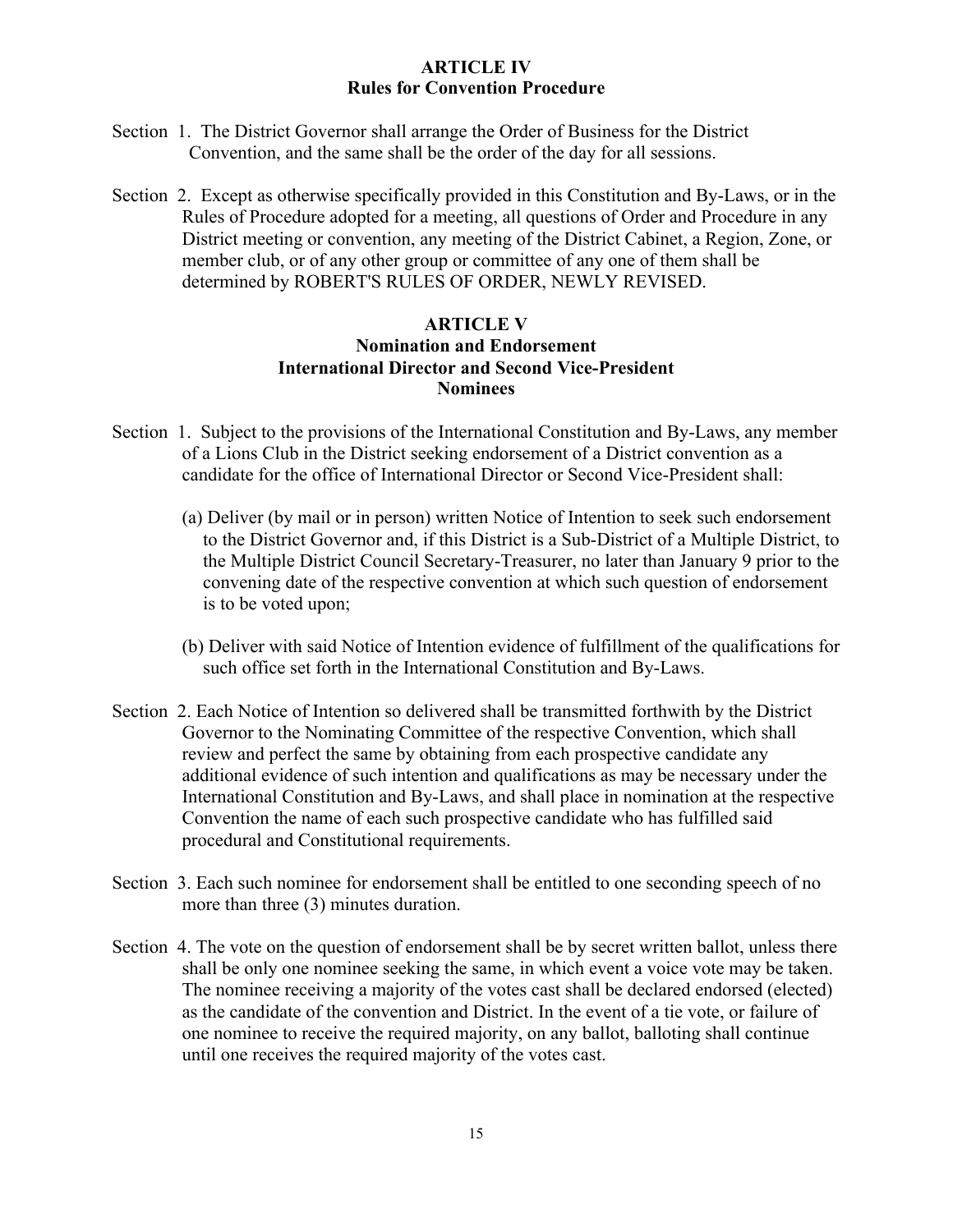## ARTICLE IV
## Rules for Convention Procedure

Section 1. The District Governor shall arrange the Order of Business for the District Convention, and the same shall be the order of the day for all sessions.

Section 2. Except as otherwise specifically provided in this Constitution and By-Laws, or in the Rules of Procedure adopted for a meeting, all questions of Order and Procedure in any District meeting or convention, any meeting of the District Cabinet, a Region, Zone, or member club, or of any other group or committee of any one of them shall be determined by ROBERT'S RULES OF ORDER, NEWLY REVISED.

## ARTICLE V
## Nomination and Endorsement
## International Director and Second Vice-President Nominees

Section 1. Subject to the provisions of the International Constitution and By-Laws, any member of a Lions Club in the District seeking endorsement of a District convention as a candidate for the office of International Director or Second Vice-President shall:

(a) Deliver (by mail or in person) written Notice of Intention to seek such endorsement to the District Governor and, if this District is a Sub-District of a Multiple District, to the Multiple District Council Secretary-Treasurer, no later than January 9 prior to the convening date of the respective convention at which such question of endorsement is to be voted upon;

(b) Deliver with said Notice of Intention evidence of fulfillment of the qualifications for such office set forth in the International Constitution and By-Laws.

Section 2. Each Notice of Intention so delivered shall be transmitted forthwith by the District Governor to the Nominating Committee of the respective Convention, which shall review and perfect the same by obtaining from each prospective candidate any additional evidence of such intention and qualifications as may be necessary under the International Constitution and By-Laws, and shall place in nomination at the respective Convention the name of each such prospective candidate who has fulfilled said procedural and Constitutional requirements.

Section 3. Each such nominee for endorsement shall be entitled to one seconding speech of no more than three (3) minutes duration.

Section 4. The vote on the question of endorsement shall be by secret written ballot, unless there shall be only one nominee seeking the same, in which event a voice vote may be taken. The nominee receiving a majority of the votes cast shall be declared endorsed (elected) as the candidate of the convention and District. In the event of a tie vote, or failure of one nominee to receive the required majority, on any ballot, balloting shall continue until one receives the required majority of the votes cast.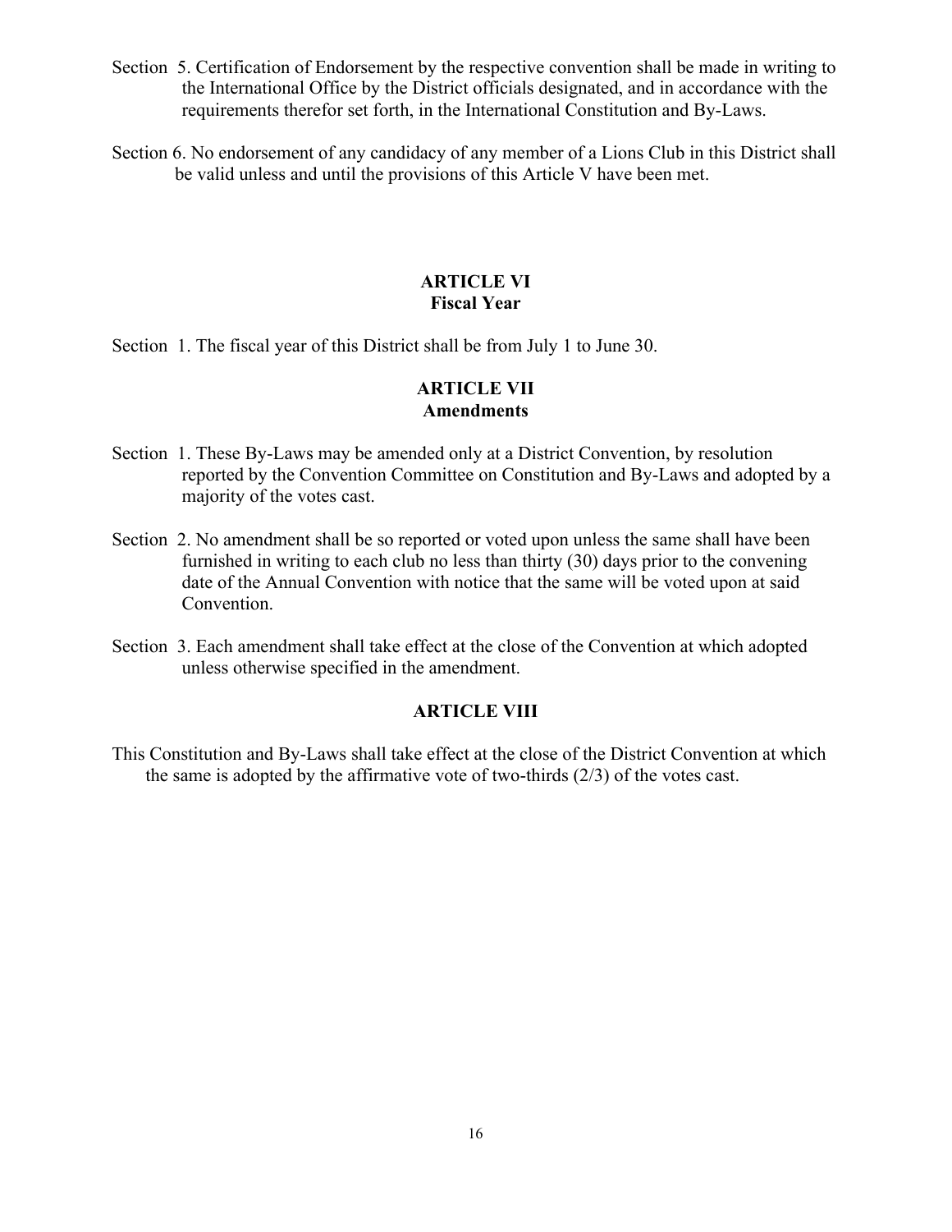Section 5. Certification of Endorsement by the respective convention shall be made in writing to the International Office by the District officials designated, and in accordance with the requirements therefor set forth, in the International Constitution and By-Laws.

Section 6. No endorsement of any candidacy of any member of a Lions Club in this District shall be valid unless and until the provisions of this Article V have been met.

## ARTICLE VI
## Fiscal Year

Section 1. The fiscal year of this District shall be from July 1 to June 30.

## ARTICLE VII
## Amendments

Section 1. These By-Laws may be amended only at a District Convention, by resolution reported by the Convention Committee on Constitution and By-Laws and adopted by a majority of the votes cast.

Section 2. No amendment shall be so reported or voted upon unless the same shall have been furnished in writing to each club no less than thirty (30) days prior to the convening date of the Annual Convention with notice that the same will be voted upon at said Convention.

Section 3. Each amendment shall take effect at the close of the Convention at which adopted unless otherwise specified in the amendment.

## ARTICLE VIII

This Constitution and By-Laws shall take effect at the close of the District Convention at which the same is adopted by the affirmative vote of two-thirds (2/3) of the votes cast.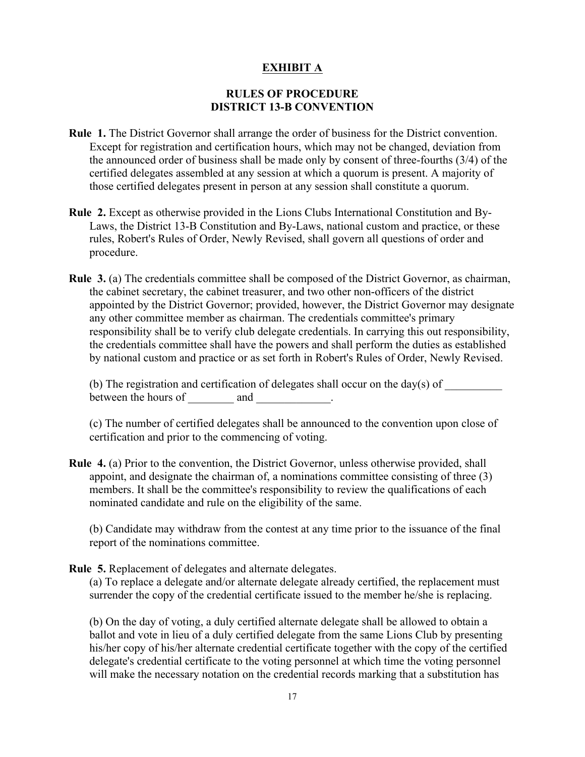# EXHIBIT A

## RULES OF PROCEDURE
## DISTRICT 13-B CONVENTION

**Rule 1.** The District Governor shall arrange the order of business for the District convention. Except for registration and certification hours, which may not be changed, deviation from the announced order of business shall be made only by consent of three-fourths (3/4) of the certified delegates assembled at any session at which a quorum is present. A majority of those certified delegates present in person at any session shall constitute a quorum.

**Rule 2.** Except as otherwise provided in the Lions Clubs International Constitution and By-Laws, the District 13-B Constitution and By-Laws, national custom and practice, or these rules, Robert's Rules of Order, Newly Revised, shall govern all questions of order and procedure.

**Rule 3.** (a) The credentials committee shall be composed of the District Governor, as chairman, the cabinet secretary, the cabinet treasurer, and two other non-officers of the district appointed by the District Governor; provided, however, the District Governor may designate any other committee member as chairman. The credentials committee's primary responsibility shall be to verify club delegate credentials. In carrying this out responsibility, the credentials committee shall have the powers and shall perform the duties as established by national custom and practice or as set forth in Robert's Rules of Order, Newly Revised.

(b) The registration and certification of delegates shall occur on the day(s) of __________ between the hours of ________ and _____________.

(c) The number of certified delegates shall be announced to the convention upon close of certification and prior to the commencing of voting.

**Rule 4.** (a) Prior to the convention, the District Governor, unless otherwise provided, shall appoint, and designate the chairman of, a nominations committee consisting of three (3) members. It shall be the committee's responsibility to review the qualifications of each nominated candidate and rule on the eligibility of the same.

(b) Candidate may withdraw from the contest at any time prior to the issuance of the final report of the nominations committee.

**Rule 5.** Replacement of delegates and alternate delegates.

(a) To replace a delegate and/or alternate delegate already certified, the replacement must surrender the copy of the credential certificate issued to the member he/she is replacing.

(b) On the day of voting, a duly certified alternate delegate shall be allowed to obtain a ballot and vote in lieu of a duly certified delegate from the same Lions Club by presenting his/her copy of his/her alternate credential certificate together with the copy of the certified delegate's credential certificate to the voting personnel at which time the voting personnel will make the necessary notation on the credential records marking that a substitution has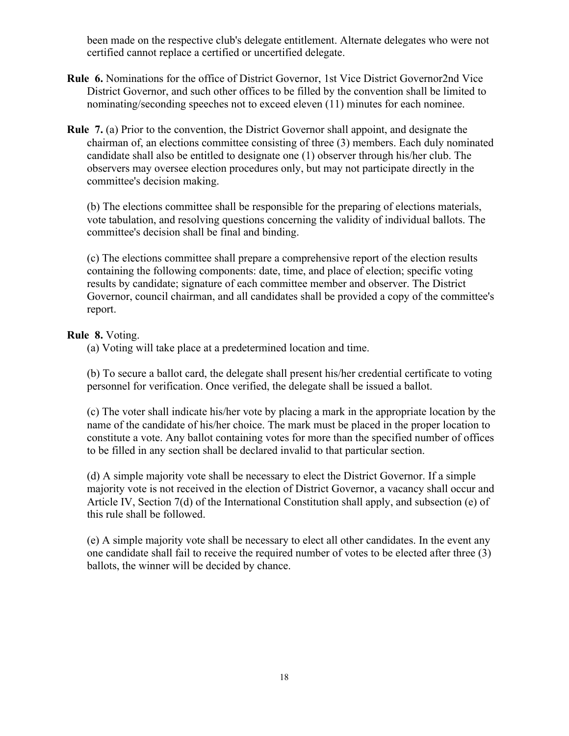been made on the respective club's delegate entitlement. Alternate delegates who were not certified cannot replace a certified or uncertified delegate.

**Rule 6.** Nominations for the office of District Governor, 1st Vice District Governor2nd Vice District Governor, and such other offices to be filled by the convention shall be limited to nominating/seconding speeches not to exceed eleven (11) minutes for each nominee.

**Rule 7.** (a) Prior to the convention, the District Governor shall appoint, and designate the chairman of, an elections committee consisting of three (3) members. Each duly nominated candidate shall also be entitled to designate one (1) observer through his/her club. The observers may oversee election procedures only, but may not participate directly in the committee's decision making.

(b) The elections committee shall be responsible for the preparing of elections materials, vote tabulation, and resolving questions concerning the validity of individual ballots. The committee's decision shall be final and binding.

(c) The elections committee shall prepare a comprehensive report of the election results containing the following components: date, time, and place of election; specific voting results by candidate; signature of each committee member and observer. The District Governor, council chairman, and all candidates shall be provided a copy of the committee's report.

**Rule 8.** Voting.

(a) Voting will take place at a predetermined location and time.

(b) To secure a ballot card, the delegate shall present his/her credential certificate to voting personnel for verification. Once verified, the delegate shall be issued a ballot.

(c) The voter shall indicate his/her vote by placing a mark in the appropriate location by the name of the candidate of his/her choice. The mark must be placed in the proper location to constitute a vote. Any ballot containing votes for more than the specified number of offices to be filled in any section shall be declared invalid to that particular section.

(d) A simple majority vote shall be necessary to elect the District Governor. If a simple majority vote is not received in the election of District Governor, a vacancy shall occur and Article IV, Section 7(d) of the International Constitution shall apply, and subsection (e) of this rule shall be followed.

(e) A simple majority vote shall be necessary to elect all other candidates. In the event any one candidate shall fail to receive the required number of votes to be elected after three (3) ballots, the winner will be decided by chance.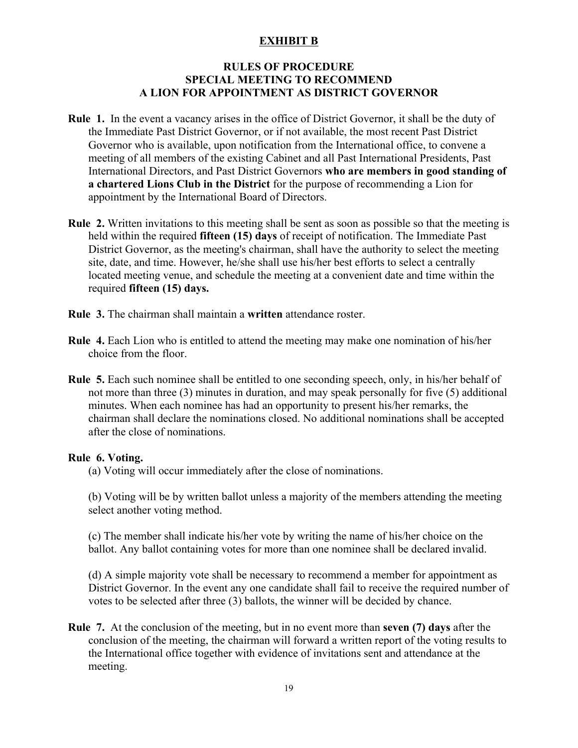## EXHIBIT B

### RULES OF PROCEDURE
### SPECIAL MEETING TO RECOMMEND
### A LION FOR APPOINTMENT AS DISTRICT GOVERNOR

**Rule 1.** In the event a vacancy arises in the office of District Governor, it shall be the duty of the Immediate Past District Governor, or if not available, the most recent Past District Governor who is available, upon notification from the International office, to convene a meeting of all members of the existing Cabinet and all Past International Presidents, Past International Directors, and Past District Governors **who are members in good standing of a chartered Lions Club in the District** for the purpose of recommending a Lion for appointment by the International Board of Directors.

**Rule 2.** Written invitations to this meeting shall be sent as soon as possible so that the meeting is held within the required **fifteen (15) days** of receipt of notification. The Immediate Past District Governor, as the meeting's chairman, shall have the authority to select the meeting site, date, and time. However, he/she shall use his/her best efforts to select a centrally located meeting venue, and schedule the meeting at a convenient date and time within the required **fifteen (15) days.**

**Rule 3.** The chairman shall maintain a **written** attendance roster.

**Rule 4.** Each Lion who is entitled to attend the meeting may make one nomination of his/her choice from the floor.

**Rule 5.** Each such nominee shall be entitled to one seconding speech, only, in his/her behalf of not more than three (3) minutes in duration, and may speak personally for five (5) additional minutes. When each nominee has had an opportunity to present his/her remarks, the chairman shall declare the nominations closed. No additional nominations shall be accepted after the close of nominations.

**Rule 6. Voting.**

(a) Voting will occur immediately after the close of nominations.

(b) Voting will be by written ballot unless a majority of the members attending the meeting select another voting method.

(c) The member shall indicate his/her vote by writing the name of his/her choice on the ballot. Any ballot containing votes for more than one nominee shall be declared invalid.

(d) A simple majority vote shall be necessary to recommend a member for appointment as District Governor. In the event any one candidate shall fail to receive the required number of votes to be selected after three (3) ballots, the winner will be decided by chance.

**Rule 7.** At the conclusion of the meeting, but in no event more than **seven (7) days** after the conclusion of the meeting, the chairman will forward a written report of the voting results to the International office together with evidence of invitations sent and attendance at the meeting.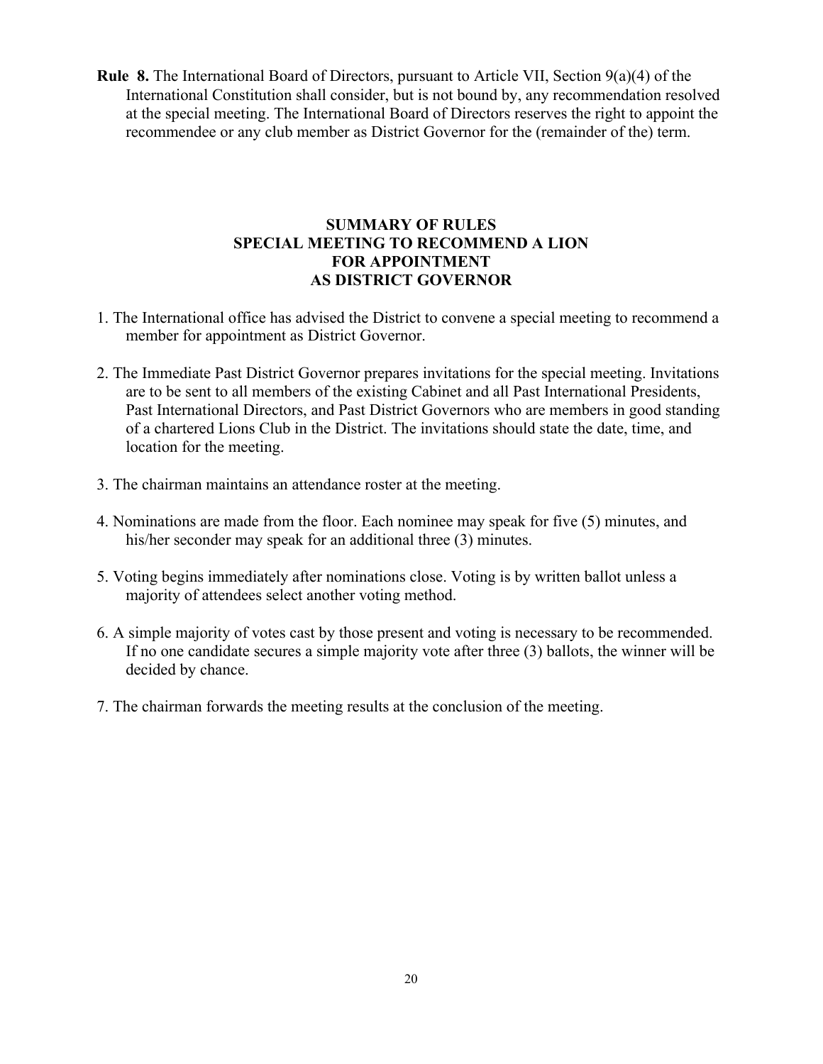**Rule 8.** The International Board of Directors, pursuant to Article VII, Section 9(a)(4) of the International Constitution shall consider, but is not bound by, any recommendation resolved at the special meeting. The International Board of Directors reserves the right to appoint the recommendee or any club member as District Governor for the (remainder of the) term.

## SUMMARY OF RULES
## SPECIAL MEETING TO RECOMMEND A LION
## FOR APPOINTMENT
## AS DISTRICT GOVERNOR

1. The International office has advised the District to convene a special meeting to recommend a member for appointment as District Governor.

2. The Immediate Past District Governor prepares invitations for the special meeting. Invitations are to be sent to all members of the existing Cabinet and all Past International Presidents, Past International Directors, and Past District Governors who are members in good standing of a chartered Lions Club in the District. The invitations should state the date, time, and location for the meeting.

3. The chairman maintains an attendance roster at the meeting.

4. Nominations are made from the floor. Each nominee may speak for five (5) minutes, and his/her seconder may speak for an additional three (3) minutes.

5. Voting begins immediately after nominations close. Voting is by written ballot unless a majority of attendees select another voting method.

6. A simple majority of votes cast by those present and voting is necessary to be recommended. If no one candidate secures a simple majority vote after three (3) ballots, the winner will be decided by chance.

7. The chairman forwards the meeting results at the conclusion of the meeting.